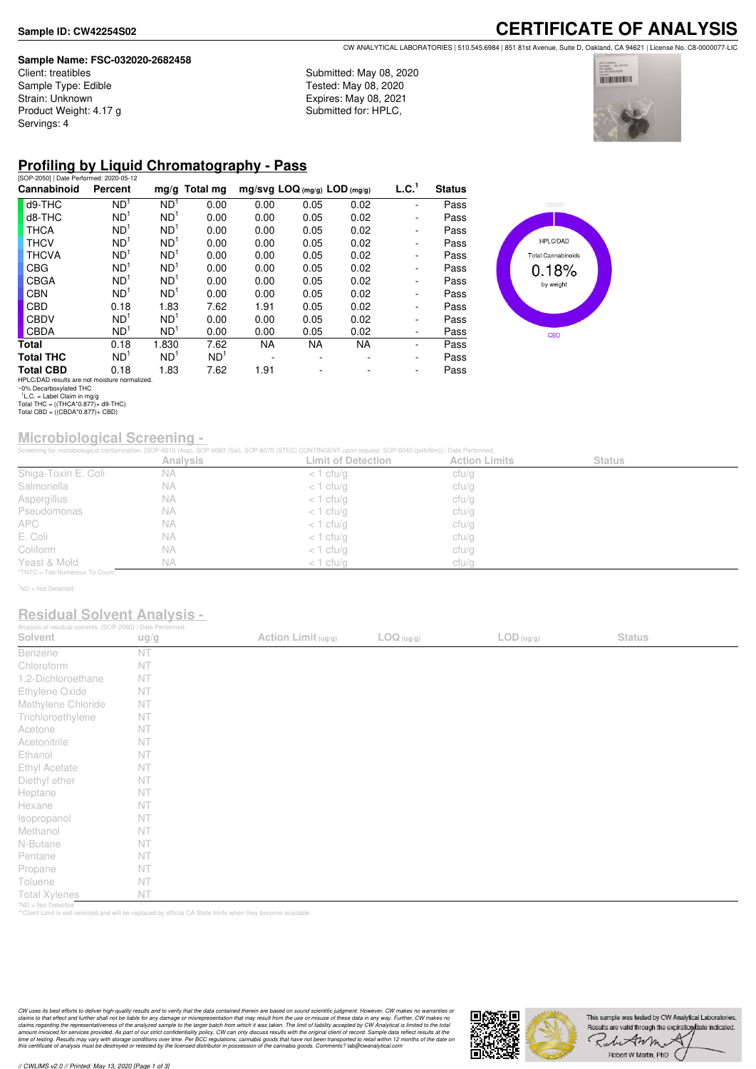**Sample ID: CW42254S02**

# CERTIFICATE OF ANALYSIS

CW ANALYTICAL LABORATORIES | 510.545.6984 | 851 81st Avenue, Suite D, Oakland, CA 94621 | License No. C8-0000077-LIC

**Sample Name: FSC-032020-2682458**
Client: treatibles
Sample Type: Edible
Strain: Unknown
Product Weight: 4.17 g
Servings: 4

Submitted: May 08, 2020
Tested: May 08, 2020
Expires: May 08, 2021
Submitted for: HPLC,

## Profiling by Liquid Chromatography - Pass

[SOP-2050] | Date Performed: 2020-05-12

| Cannabinoid | Percent | mg/g | Total mg | mg/svg | LOQ (mg/g) | LOD (mg/g) | L.C.[1] | Status |
|---|---|---|---|---|---|---|---|---|
| d9-THC | ND[1] | ND[1] | 0.00 | 0.00 | 0.05 | 0.02 | - | Pass |
| d8-THC | ND[1] | ND[1] | 0.00 | 0.00 | 0.05 | 0.02 | - | Pass |
| THCA | ND[1] | ND[1] | 0.00 | 0.00 | 0.05 | 0.02 | - | Pass |
| THCV | ND[1] | ND[1] | 0.00 | 0.00 | 0.05 | 0.02 | - | Pass |
| THCVA | ND[1] | ND[1] | 0.00 | 0.00 | 0.05 | 0.02 | - | Pass |
| CBG | ND[1] | ND[1] | 0.00 | 0.00 | 0.05 | 0.02 | - | Pass |
| CBGA | ND[1] | ND[1] | 0.00 | 0.00 | 0.05 | 0.02 | - | Pass |
| CBN | ND[1] | ND[1] | 0.00 | 0.00 | 0.05 | 0.02 | - | Pass |
| CBD | 0.18 | 1.83 | 7.62 | 1.91 | 0.05 | 0.02 | - | Pass |
| CBDV | ND[1] | ND[1] | 0.00 | 0.00 | 0.05 | 0.02 | - | Pass |
| CBDA | ND[1] | ND[1] | 0.00 | 0.00 | 0.05 | 0.02 | - | Pass |
| **Total** | 0.18 | 1.830 | 7.62 | NA | NA | NA | - | Pass |
| **Total THC** | ND[1] | ND[1] | ND[1] | - | - | - | - | Pass |
| **Total CBD** | 0.18 | 1.83 | 7.62 | 1.91 | - | - | - | Pass |

HPLC/DAD results are not moisture normalized.
~0% Decarboxylated THC
[1]L.C. = Label Claim in mg/g
Total THC = ((THCA*0.877)+ d9-THC)
Total CBD = ((CBDA*0.877)+ CBD)

HPLC/DAD
Total Cannabinoids
0.18%
by weight
CBD

## Microbiological Screening -

Screening for microbiological contamination. [SOP-6010 (Asp), SOP-6060 (Sal), SOP-6070 (STEC) CONTINGENT upon request: SOP-6040 (petrifilm)] | Date Performed:

| | Analysis | Limit of Detection | Action Limits | Status |
|---|---|---|---|---|
| Shiga-Toxin E. Coli | NA | < 1 cfu/g | cfu/g | |
| Salmonella | NA | < 1 cfu/g | cfu/g | |
| Aspergillus | NA | < 1 cfu/g | cfu/g | |
| Pseudomonas | NA | < 1 cfu/g | cfu/g | |
| APC | NA | < 1 cfu/g | cfu/g | |
| E. Coli | NA | < 1 cfu/g | cfu/g | |
| Coliform | NA | < 1 cfu/g | cfu/g | |
| Yeast & Mold | NA | < 1 cfu/g | cfu/g | |

*TNTC = Too Numerous To Count

[1]ND = Not Detected

## Residual Solvent Analysis -

Analysis of residual solvents. [SOP-2060] | Date Performed:

| Solvent | ug/g | Action Limit (ug/g) | LOQ (ug/g) | LOD (ug/g) | Status |
|---|---|---|---|---|---|
| Benzene | NT | | | | |
| Chloroform | NT | | | | |
| 1,2-Dichloroethane | NT | | | | |
| Ethylene Oxide | NT | | | | |
| Methylene Chloride | NT | | | | |
| Trichloroethylene | NT | | | | |
| Acetone | NT | | | | |
| Acetonitrile | NT | | | | |
| Ethanol | NT | | | | |
| Ethyl Acetate | NT | | | | |
| Diethyl ether | NT | | | | |
| Heptane | NT | | | | |
| Hexane | NT | | | | |
| Isopropanol | NT | | | | |
| Methanol | NT | | | | |
| N-Butane | NT | | | | |
| Pentane | NT | | | | |
| Propane | NT | | | | |
| Toluene | NT | | | | |
| Total Xylenes | NT | | | | |

*ND = Not Detected
**Client Limit is self-selected and will be replaced by official CA State limits when they become available

*CW uses its best efforts to deliver high-quality results and to verify that the data contained therein are based on sound scientific judgment. However, CW makes no warranties or claims to that effect and further shall not be liable for any damage or misrepresentation that may result from the use or misuse of these data in any way. Further, CW makes no claims regarding the representativeness of the analyzed sample to the larger batch from which it was taken. The limit of liability accepted by CW Analytical is limited to the total amount invoiced for services provided. As part of our strict confidentiality policy, CW can only discuss results with the original client of record. Sample data reflect results at the time of testing. Results may vary with storage conditions over time. Per BCC regulations; cannabis goods that have not been transported to retail within 12 months of the date on this certificate of analysis must be destroyed or retested by the licensed distributor in possession of the cannabis goods. Comments? lab@cwanalytical.com*

This sample was tested by CW Analytical Laboratories. Results are valid through the expiration date indicated.
Robert W Martin, PhD

// CWLIMS v2.0 // Printed: May 13, 2020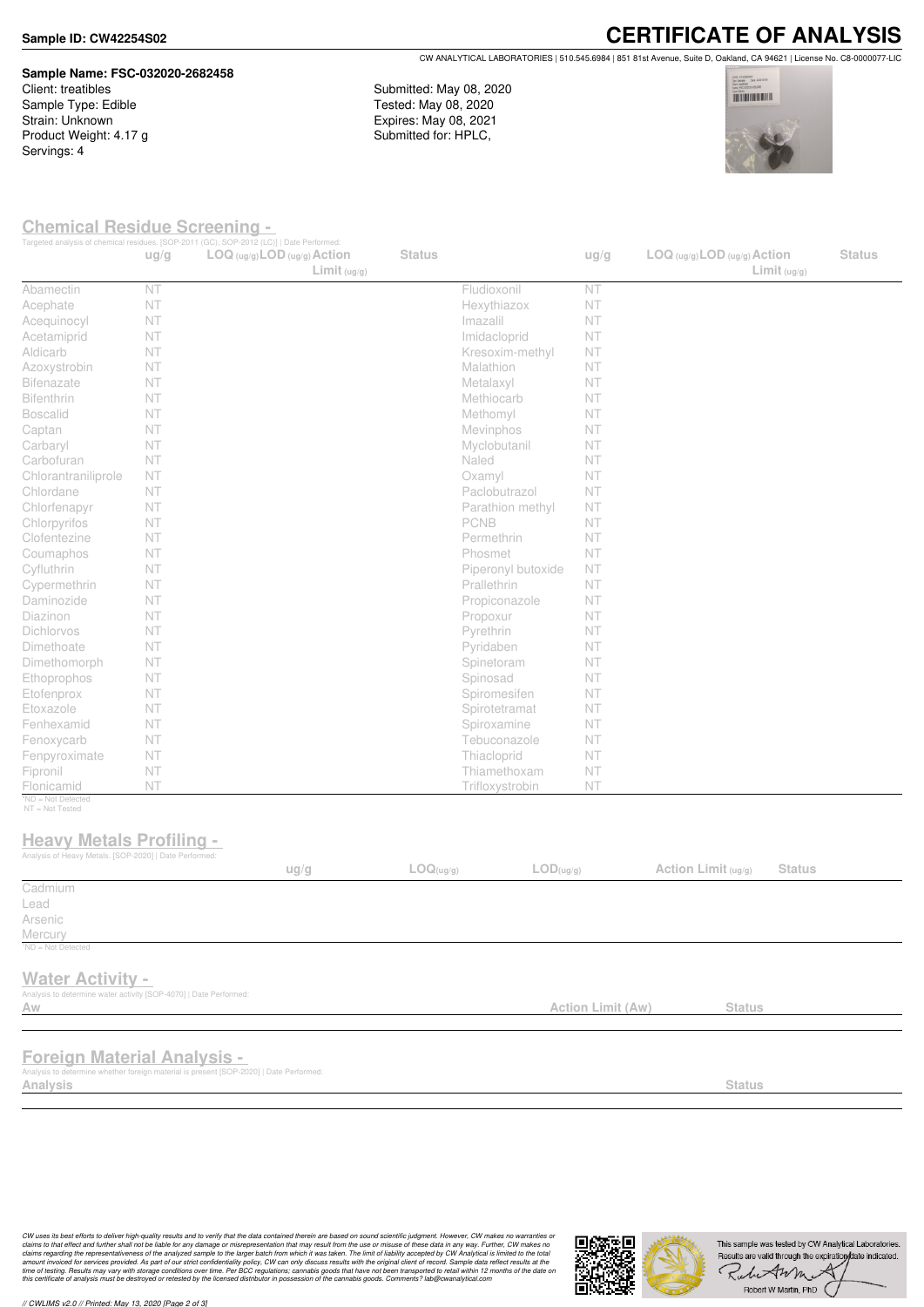**Sample ID: CW42254S02**

# CERTIFICATE OF ANALYSIS

CW ANALYTICAL LABORATORIES | 510.545.6984 | 851 81st Avenue, Suite D, Oakland, CA 94621 | License No. C8-0000077-LIC

**Sample Name: FSC-032020-2682458**
Client: treatibles
Sample Type: Edible
Strain: Unknown
Product Weight: 4.17 g
Servings: 4

Submitted: May 08, 2020
Tested: May 08, 2020
Expires: May 08, 2021
Submitted for: HPLC,

## Chemical Residue Screening -

Targeted analysis of chemical residues. [SOP-2011 (GC), SOP-2012 (LC)] | Date Performed:

| | ug/g | LOQ (ug/g) | LOD (ug/g) | Action Limit (ug/g) | Status | | ug/g | LOQ (ug/g) | LOD (ug/g) | Action Limit (ug/g) | Status |
|---|---|---|---|---|---|---|---|---|---|---|---|
| Abamectin | NT | | | | | Fludioxonil | NT | | | | |
| Acephate | NT | | | | | Hexythiazox | NT | | | | |
| Acequinocyl | NT | | | | | Imazalil | NT | | | | |
| Acetamiprid | NT | | | | | Imidacloprid | NT | | | | |
| Aldicarb | NT | | | | | Kresoxim-methyl | NT | | | | |
| Azoxystrobin | NT | | | | | Malathion | NT | | | | |
| Bifenazate | NT | | | | | Metalaxyl | NT | | | | |
| Bifenthrin | NT | | | | | Methiocarb | NT | | | | |
| Boscalid | NT | | | | | Methomyl | NT | | | | |
| Captan | NT | | | | | Mevinphos | NT | | | | |
| Carbaryl | NT | | | | | Myclobutanil | NT | | | | |
| Carbofuran | NT | | | | | Naled | NT | | | | |
| Chlorantraniliprole | NT | | | | | Oxamyl | NT | | | | |
| Chlordane | NT | | | | | Paclobutrazol | NT | | | | |
| Chlorfenapyr | NT | | | | | Parathion methyl | NT | | | | |
| Chlorpyrifos | NT | | | | | PCNB | NT | | | | |
| Clofentezine | NT | | | | | Permethrin | NT | | | | |
| Coumaphos | NT | | | | | Phosmet | NT | | | | |
| Cyfluthrin | NT | | | | | Piperonyl butoxide | NT | | | | |
| Cypermethrin | NT | | | | | Prallethrin | NT | | | | |
| Daminozide | NT | | | | | Propiconazole | NT | | | | |
| Diazinon | NT | | | | | Propoxur | NT | | | | |
| Dichlorvos | NT | | | | | Pyrethrin | NT | | | | |
| Dimethoate | NT | | | | | Pyridaben | NT | | | | |
| Dimethomorph | NT | | | | | Spinetoram | NT | | | | |
| Ethoprophos | NT | | | | | Spinosad | NT | | | | |
| Etofenprox | NT | | | | | Spiromesifen | NT | | | | |
| Etoxazole | NT | | | | | Spirotetramat | NT | | | | |
| Fenhexamid | NT | | | | | Spiroxamine | NT | | | | |
| Fenoxycarb | NT | | | | | Tebuconazole | NT | | | | |
| Fenpyroximate | NT | | | | | Thiacloprid | NT | | | | |
| Fipronil | NT | | | | | Thiamethoxam | NT | | | | |
| Flonicamid | NT | | | | | Trifloxystrobin | NT | | | | |

*ND = Not Detected
NT = Not Tested

## Heavy Metals Profiling -

Analysis of Heavy Metals. [SOP-2020] | Date Performed:

| | ug/g | LOQ(ug/g) | LOD(ug/g) | Action Limit (ug/g) | Status |
|---|---|---|---|---|---|
| Cadmium | | | | | |
| Lead | | | | | |
| Arsenic | | | | | |
| Mercury | | | | | |

*ND = Not Detected

## Water Activity -

Analysis to determine water activity [SOP-4070] | Date Performed:

| Aw | Action Limit (Aw) | Status |
|---|---|---|
| | | |

## Foreign Material Analysis -

Analysis to determine whether foreign material is present [SOP-2020] | Date Performed:

| Analysis | Status |
|---|---|
| | |

*CW uses its best efforts to deliver high-quality results and to verify that the data contained therein are based on sound scientific judgment. However, CW makes no warranties or claims to that effect and further shall not be liable for any damage or misrepresentation that may result from the use or misuse of these data in any way. Further, CW makes no claims regarding the representativeness of the analyzed sample to the larger batch from which it was taken. The limit of liability accepted by CW Analytical is limited to the total amount invoiced for services provided. As part of our strict confidentiality policy, CW can only discuss results with the original client of record. Sample data reflect results at the time of testing. Results may vary with storage conditions over time. Per BCC regulations; cannabis goods that have not been transported to retail within 12 months of the date on this certificate of analysis must be destroyed or retested by the licensed distributor in possession of the cannabis goods. Comments? lab@cwanalytical.com*

This sample was tested by CW Analytical Laboratories. Results are valid through the expiration date indicated.

Robert W Martin, PhD

// CWLIMS v2.0 // Printed: May 13, 2020 [Page 2 of 3]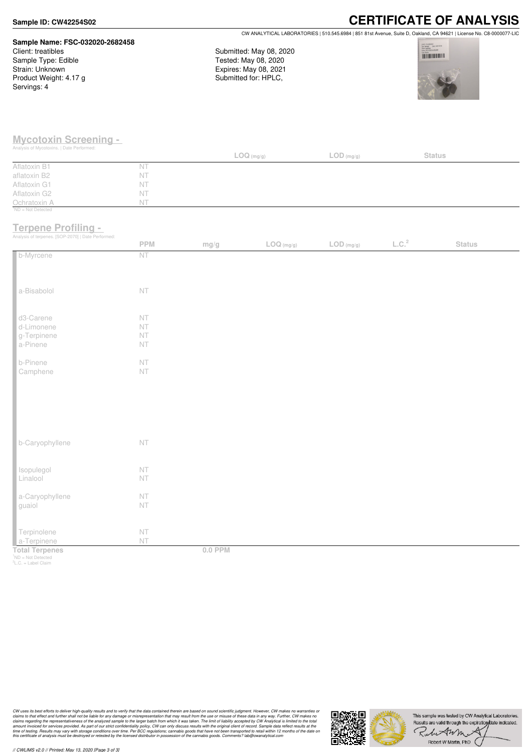**Sample ID: CW42254S02**

# CERTIFICATE OF ANALYSIS

CW ANALYTICAL LABORATORIES | 510.545.6984 | 851 81st Avenue, Suite D, Oakland, CA 94621 | License No. C8-0000077-LIC

**Sample Name: FSC-032020-2682458**
Client: treatibles
Sample Type: Edible
Strain: Unknown
Product Weight: 4.17 g
Servings: 4

Submitted: May 08, 2020
Tested: May 08, 2020
Expires: May 08, 2021
Submitted for: HPLC,

## Mycotoxin Screening -

Analysis of Mycotoxins. | Date Performed:

| | | LOQ (mg/g) | LOD (mg/g) | Status |
|---|---|---|---|---|
| Aflatoxin B1 | NT | | | |
| aflatoxin B2 | NT | | | |
| Aflatoxin G1 | NT | | | |
| Aflatoxin G2 | NT | | | |
| Ochratoxin A | NT | | | |

[1]ND = Not Detected

## Terpene Profiling -

Analysis of terpenes. [SOP-2070] | Date Performed:

| | PPM | mg/g | LOQ (mg/g) | LOD (mg/g) | L.C.[2] | Status |
|---|---|---|---|---|---|---|
| b-Myrcene | NT | | | | | |
| a-Bisabolol | NT | | | | | |
| d3-Carene | NT | | | | | |
| d-Limonene | NT | | | | | |
| g-Terpinene | NT | | | | | |
| a-Pinene | NT | | | | | |
| b-Pinene | NT | | | | | |
| Camphene | NT | | | | | |
| b-Caryophyllene | NT | | | | | |
| Isopulegol | NT | | | | | |
| Linalool | NT | | | | | |
| a-Caryophyllene | NT | | | | | |
| guaiol | NT | | | | | |
| Terpinolene | NT | | | | | |
| a-Terpinene | NT | | | | | |
| **Total Terpenes** | | **0.0 PPM** | | | | |

[1]ND = Not Detected
[2]L.C. = Label Claim

*CW uses its best efforts to deliver high-quality results and to verify that the data contained therein are based on sound scientific judgment. However, CW makes no warranties or claims to that effect and further shall not be liable for any damage or misrepresentation that may result from the use or misuse of these data in any way. Further, CW makes no claims regarding the representativeness of the analyzed sample to the larger batch from which it was taken. The limit of liability accepted by CW Analytical is limited to the total amount invoiced for services provided. As part of our strict confidentiality policy, CW can only discuss results with the original client of record. Sample data reflect results at the time of testing. Results may vary with storage conditions over time. Per BCC regulations; cannabis goods that have not been transported to retail within 12 months of the date on this certificate of analysis must be destroyed or retested by the licensed distributor in possession of the cannabis goods. Comments? lab@cwanalytical.com*

This sample was tested by CW Analytical Laboratories. Results are valid through the expiration date indicated.

Robert W Martin, PhD

// CWLIMS v2.0 // Printed: May 13, 2020 [Page 3 of 3]